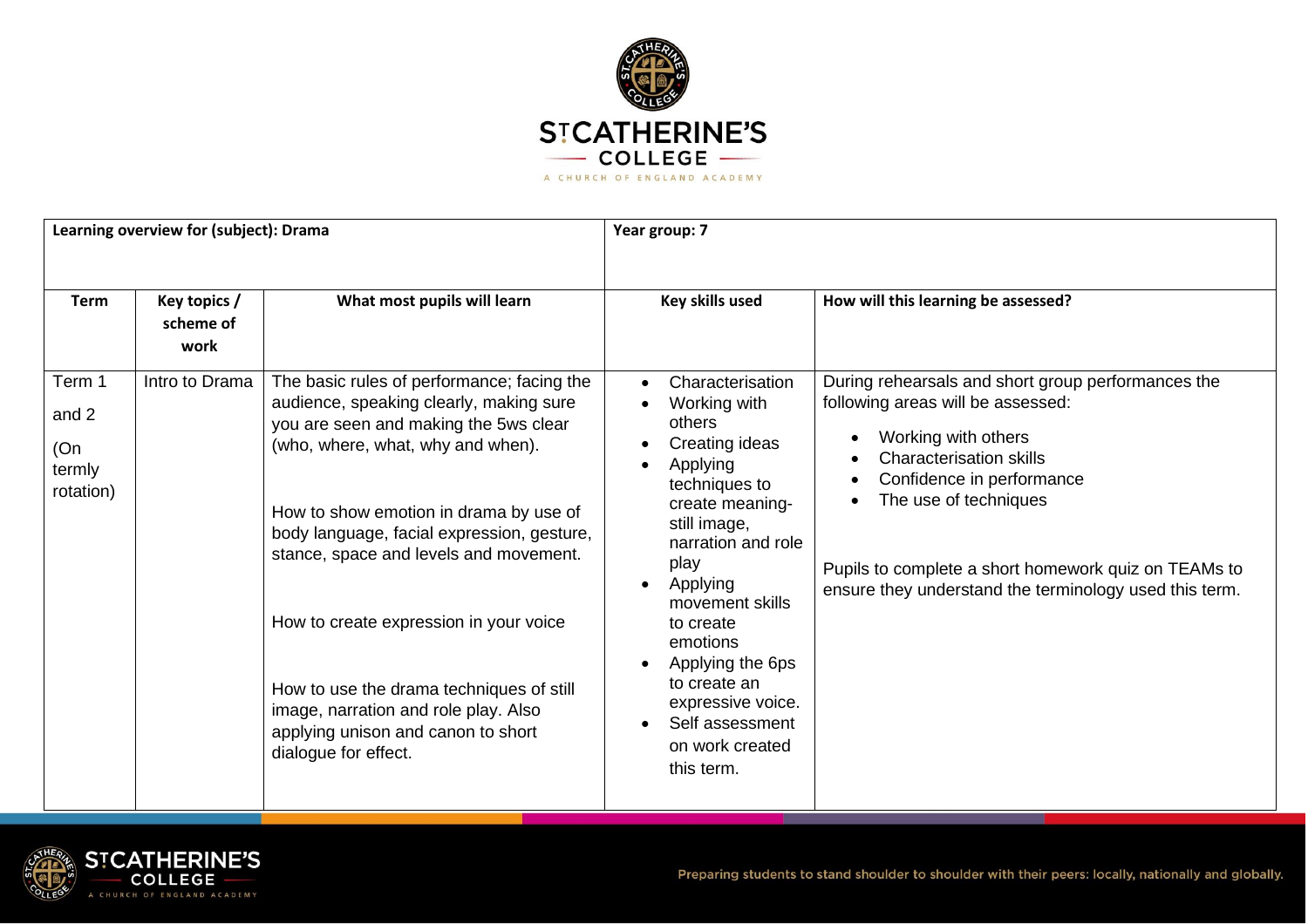| Learning overview for (subject): Drama | | | Year group: 7 | |
|---|---|---|---|---|
| **Term** | **Key topics / scheme of work** | **What most pupils will learn** | **Key skills used** | **How will this learning be assessed?** |
| Term 1 and 2 (On termly rotation) | Intro to Drama | The basic rules of performance; facing the audience, speaking clearly, making sure you are seen and making the 5ws clear (who, where, what, why and when).<br><br>How to show emotion in drama by use of body language, facial expression, gesture, stance, space and levels and movement.<br><br>How to create expression in your voice<br><br>How to use the drama techniques of still image, narration and role play. Also applying unison and canon to short dialogue for effect. | • Characterisation<br>• Working with others<br>• Creating ideas<br>• Applying techniques to create meaning- still image, narration and role play<br>• Applying movement skills to create emotions<br>• Applying the 6ps to create an expressive voice.<br>• Self assessment on work created this term. | During rehearsals and short group performances the following areas will be assessed:<br>• Working with others<br>• Characterisation skills<br>• Confidence in performance<br>• The use of techniques<br><br>Pupils to complete a short homework quiz on TEAMs to ensure they understand the terminology used this term. |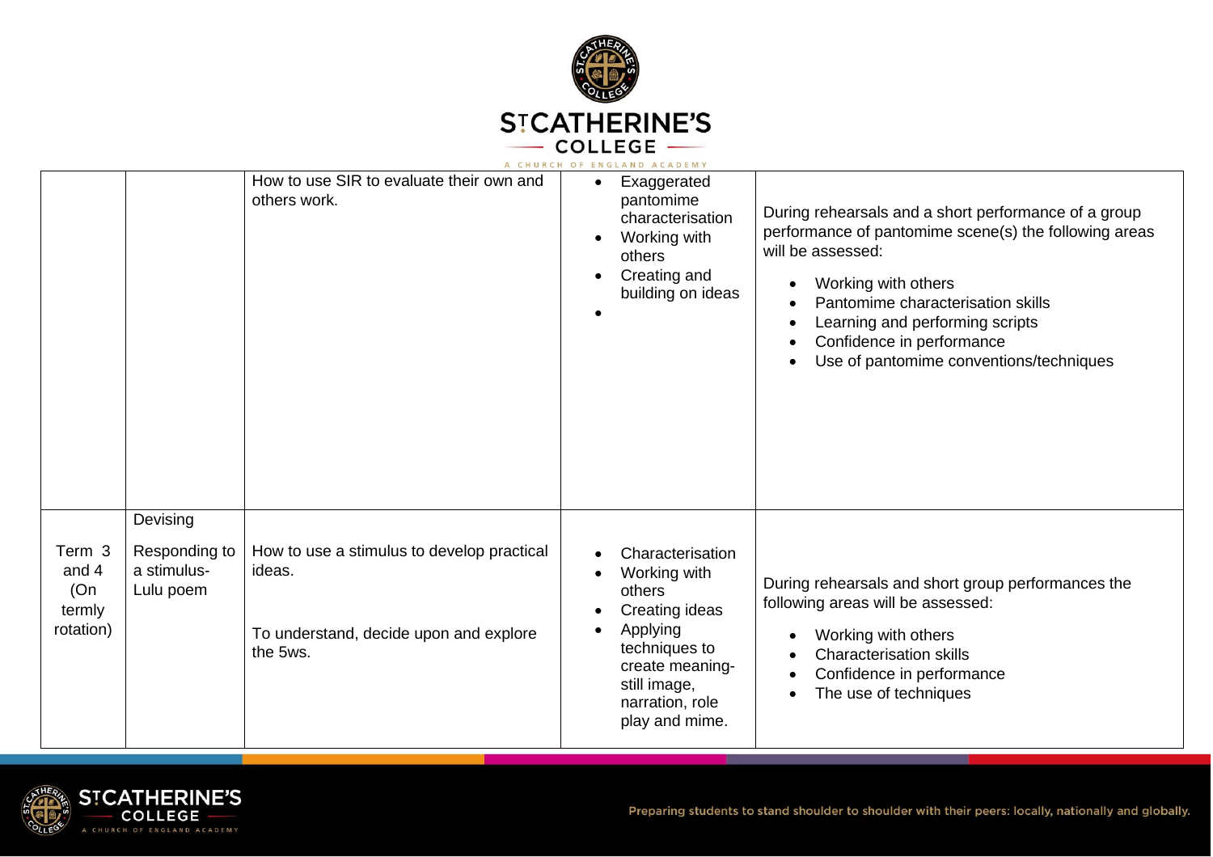| | | | | |
|---|---|---|---|---|
| | | How to use SIR to evaluate their own and others work. | • Exaggerated pantomime characterisation<br>• Working with others<br>• Creating and building on ideas<br>• | During rehearsals and a short performance of a group performance of pantomime scene(s) the following areas will be assessed:<br>• Working with others<br>• Pantomime characterisation skills<br>• Learning and performing scripts<br>• Confidence in performance<br>• Use of pantomime conventions/techniques |
| Term 3 and 4 (On termly rotation) | Devising<br><br>Responding to a stimulus- Lulu poem | How to use a stimulus to develop practical ideas.<br><br>To understand, decide upon and explore the 5ws. | • Characterisation<br>• Working with others<br>• Creating ideas<br>• Applying techniques to create meaning- still image, narration, role play and mime. | During rehearsals and short group performances the following areas will be assessed:<br>• Working with others<br>• Characterisation skills<br>• Confidence in performance<br>• The use of techniques |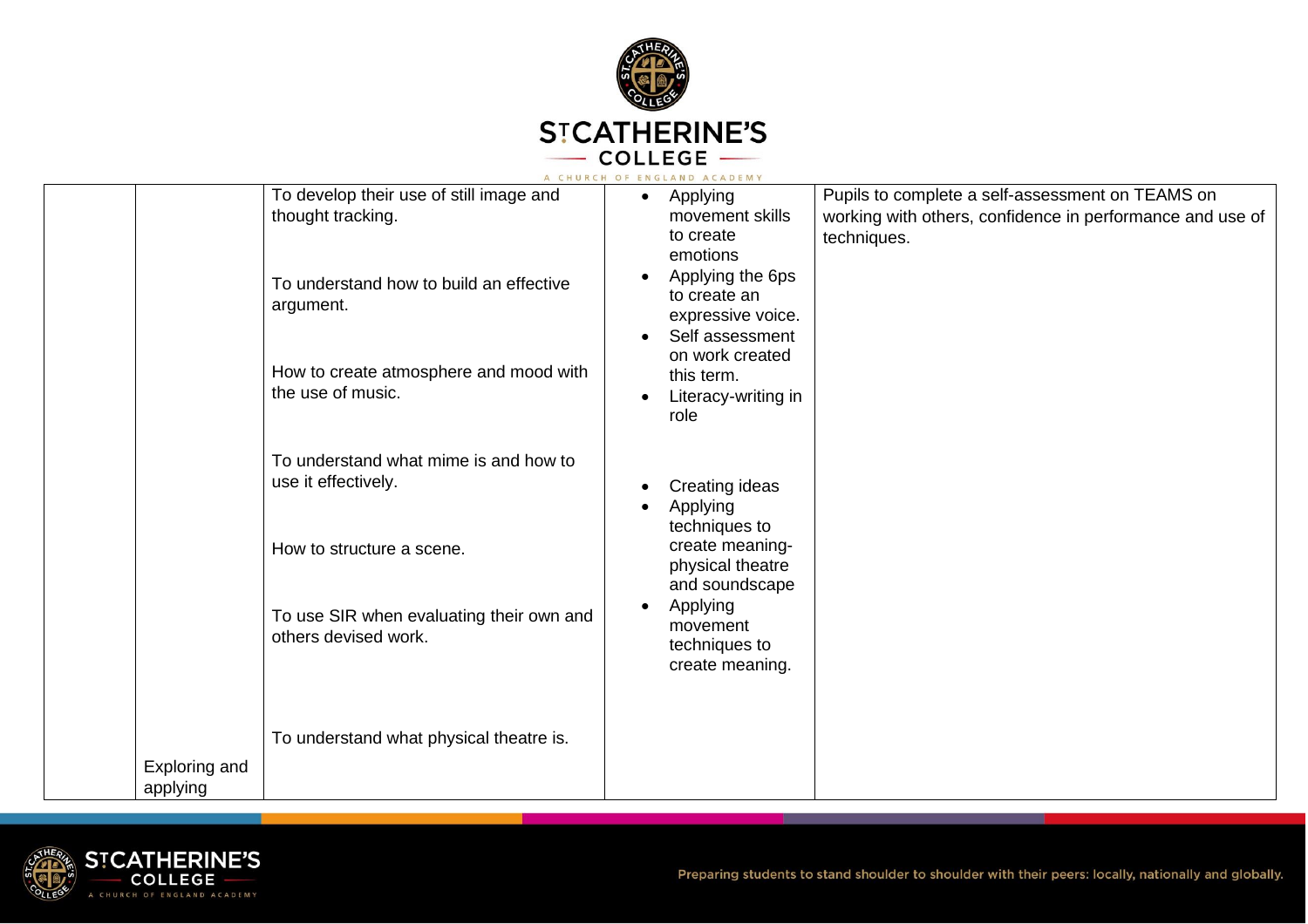|  |  |  |  |  |
|---|---|---|---|---|
|  | Exploring and applying | To develop their use of still image and thought tracking.<br><br>To understand how to build an effective argument.<br><br>How to create atmosphere and mood with the use of music.<br><br>To understand what mime is and how to use it effectively.<br><br>How to structure a scene.<br><br>To use SIR when evaluating their own and others devised work.<br><br>To understand what physical theatre is. | • Applying movement skills to create emotions<br>• Applying the 6ps to create an expressive voice.<br>• Self assessment on work created this term.<br>• Literacy-writing in role<br><br>• Creating ideas<br>• Applying techniques to create meaning-physical theatre and soundscape<br>• Applying movement techniques to create meaning. | Pupils to complete a self-assessment on TEAMS on working with others, confidence in performance and use of techniques. |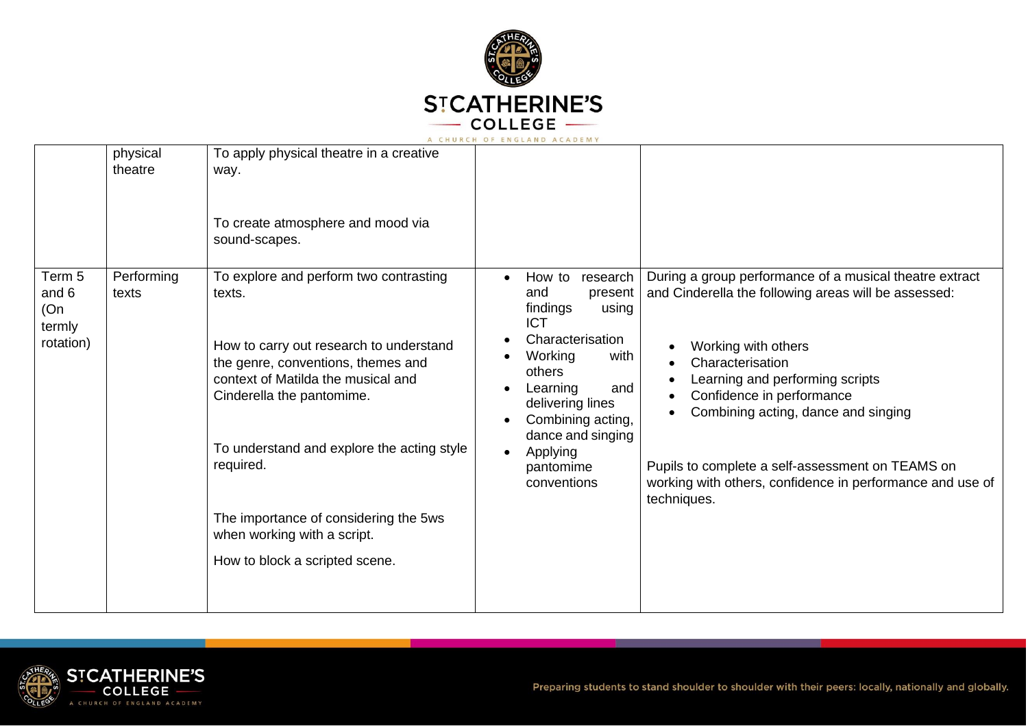| | | | | |
|---|---|---|---|---|
| | physical theatre | To apply physical theatre in a creative way.<br><br>To create atmosphere and mood via sound-scapes. | | |
| Term 5 and 6 (On termly rotation) | Performing texts | To explore and perform two contrasting texts.<br><br>How to carry out research to understand the genre, conventions, themes and context of Matilda the musical and Cinderella the pantomime.<br><br>To understand and explore the acting style required.<br><br>The importance of considering the 5ws when working with a script.<br><br>How to block a scripted scene. | • How to research and present findings using ICT<br>• Characterisation<br>• Working with others<br>• Learning and delivering lines<br>• Combining acting, dance and singing<br>• Applying pantomime conventions | During a group performance of a musical theatre extract and Cinderella the following areas will be assessed:<br><br>• Working with others<br>• Characterisation<br>• Learning and performing scripts<br>• Confidence in performance<br>• Combining acting, dance and singing<br><br>Pupils to complete a self-assessment on TEAMS on working with others, confidence in performance and use of techniques. |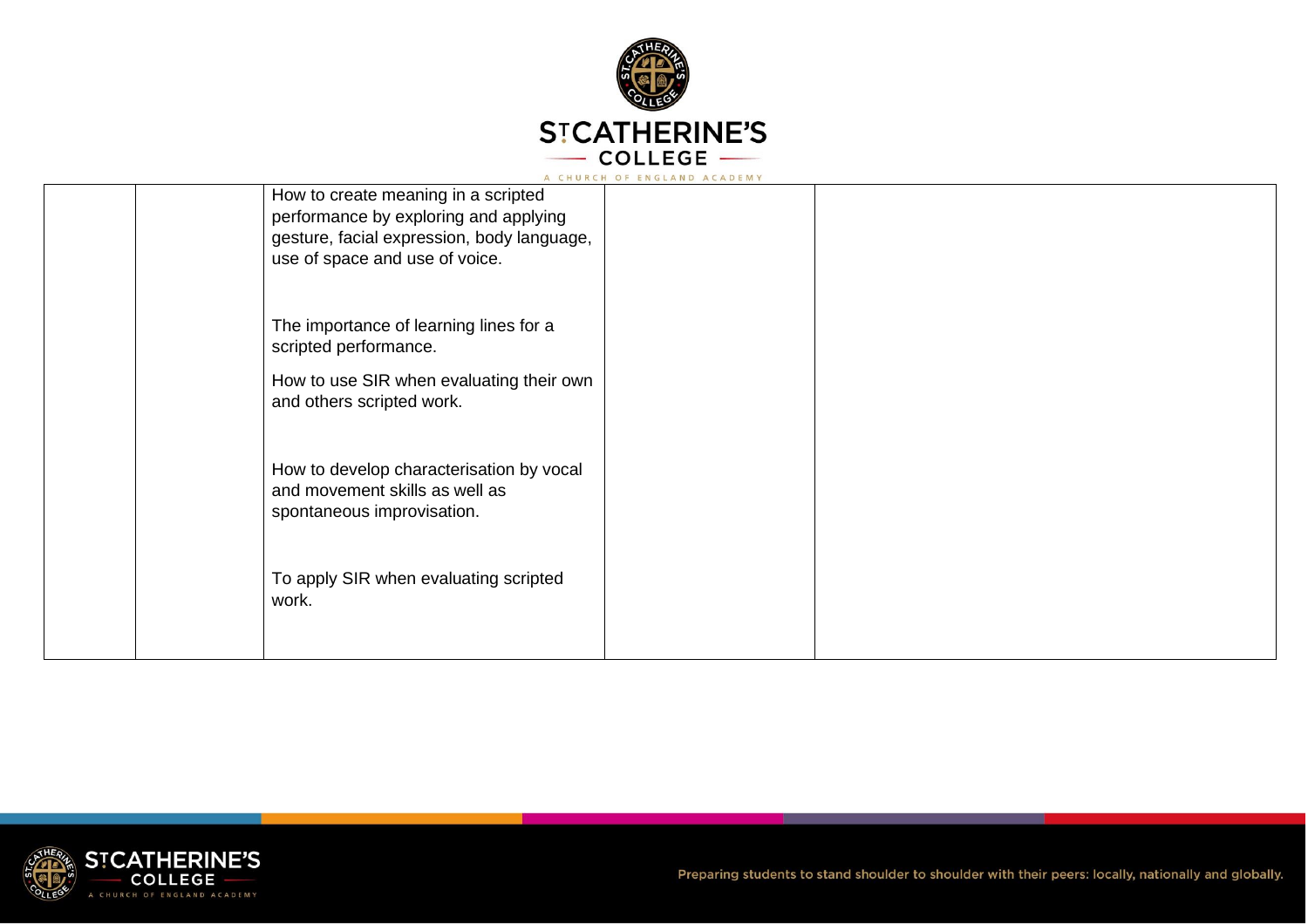| | | | | |
|---|---|---|---|---|
| | | How to create meaning in a scripted performance by exploring and applying gesture, facial expression, body language, use of space and use of voice.<br><br>The importance of learning lines for a scripted performance.<br><br>How to use SIR when evaluating their own and others scripted work.<br><br>How to develop characterisation by vocal and movement skills as well as spontaneous improvisation.<br><br>To apply SIR when evaluating scripted work. | | |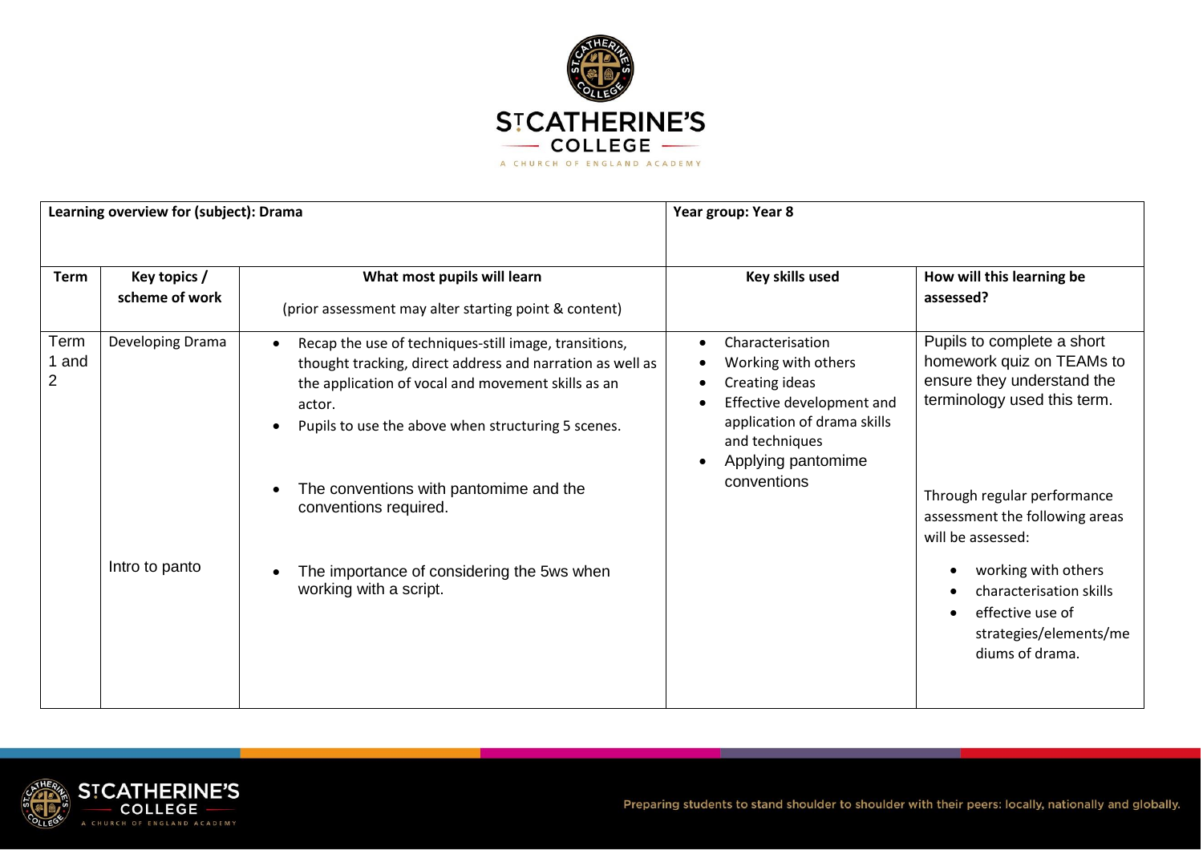| Learning overview for (subject): Drama | | | Year group: Year 8 | |
|---|---|---|---|---|
| **Term** | **Key topics / scheme of work** | **What most pupils will learn**<br><br>(prior assessment may alter starting point & content) | **Key skills used** | **How will this learning be assessed?** |
| Term 1 and 2 | Developing Drama<br><br><br><br><br><br><br><br><br>Intro to panto | • Recap the use of techniques-still image, transitions, thought tracking, direct address and narration as well as the application of vocal and movement skills as an actor.<br>• Pupils to use the above when structuring 5 scenes.<br><br>• The conventions with pantomime and the conventions required.<br><br>• The importance of considering the 5ws when working with a script. | • Characterisation<br>• Working with others<br>• Creating ideas<br>• Effective development and application of drama skills and techniques<br>• Applying pantomime conventions | Pupils to complete a short homework quiz on TEAMs to ensure they understand the terminology used this term.<br><br>Through regular performance assessment the following areas will be assessed:<br>• working with others<br>• characterisation skills<br>• effective use of strategies/elements/mediums of drama. |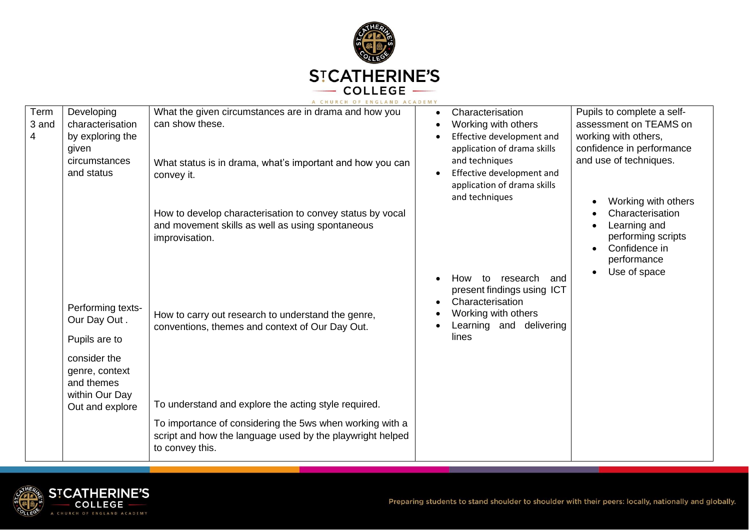| Term 3 and 4 | Developing characterisation by exploring the given circumstances and status | What the given circumstances are in drama and how you can show these.<br><br>What status is in drama, what's important and how you can convey it.<br><br>How to develop characterisation to convey status by vocal and movement skills as well as using spontaneous improvisation. | • Characterisation<br>• Working with others<br>• Effective development and application of drama skills and techniques<br>• Effective development and application of drama skills and techniques | Pupils to complete a self-assessment on TEAMS on working with others, confidence in performance and use of techniques.<br><br>• Working with others<br>• Characterisation<br>• Learning and performing scripts<br>• Confidence in performance<br>• Use of space |
|---|---|---|---|---|
| | Performing texts- Our Day Out .<br><br>Pupils are to<br><br>consider the genre, context and themes within Our Day Out and explore | How to carry out research to understand the genre, conventions, themes and context of Our Day Out.<br><br>To understand and explore the acting style required.<br><br>To importance of considering the 5ws when working with a script and how the language used by the playwright helped to convey this. | • How to research and present findings using ICT<br>• Characterisation<br>• Working with others<br>• Learning and delivering lines | |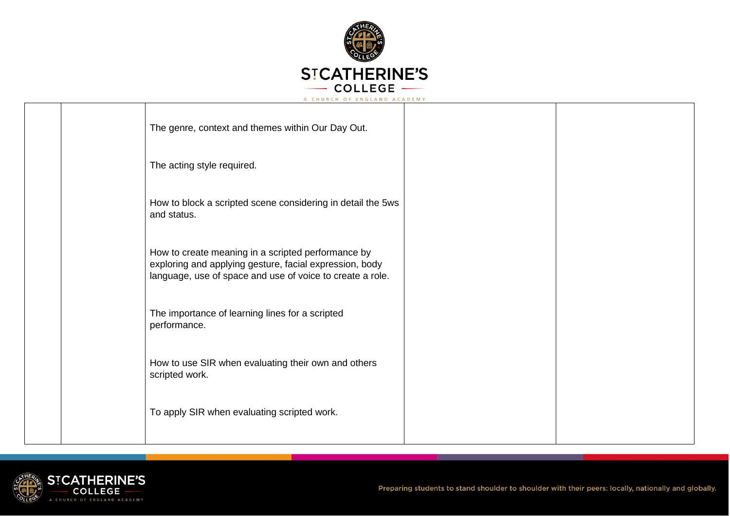| | | | | |
|---|---|---|---|---|
| | | The genre, context and themes within Our Day Out.<br><br>The acting style required.<br><br>How to block a scripted scene considering in detail the 5ws and status.<br><br>How to create meaning in a scripted performance by exploring and applying gesture, facial expression, body language, use of space and use of voice to create a role.<br><br>The importance of learning lines for a scripted performance.<br><br>How to use SIR when evaluating their own and others scripted work.<br><br>To apply SIR when evaluating scripted work. | | |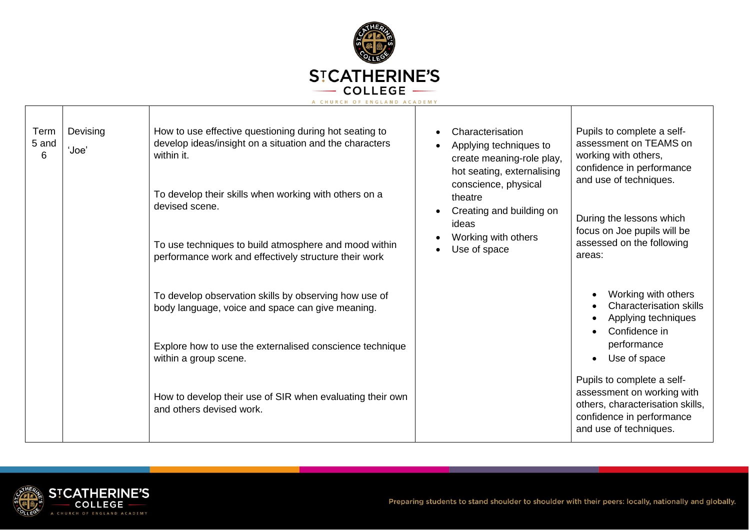| | | | | |
|---|---|---|---|---|
| Term 5 and 6 | Devising<br><br>'Joe' | How to use effective questioning during hot seating to develop ideas/insight on a situation and the characters within it.<br><br>To develop their skills when working with others on a devised scene.<br><br>To use techniques to build atmosphere and mood within performance work and effectively structure their work<br><br>To develop observation skills by observing how use of body language, voice and space can give meaning.<br><br>Explore how to use the externalised conscience technique within a group scene.<br><br>How to develop their use of SIR when evaluating their own and others devised work. | • Characterisation<br>• Applying techniques to create meaning-role play, hot seating, externalising conscience, physical theatre<br>• Creating and building on ideas<br>• Working with others<br>• Use of space | Pupils to complete a self-assessment on TEAMS on working with others, confidence in performance and use of techniques.<br><br>During the lessons which focus on Joe pupils will be assessed on the following areas:<br><br>• Working with others<br>• Characterisation skills<br>• Applying techniques<br>• Confidence in performance<br>• Use of space<br><br>Pupils to complete a self-assessment on working with others, characterisation skills, confidence in performance and use of techniques. |